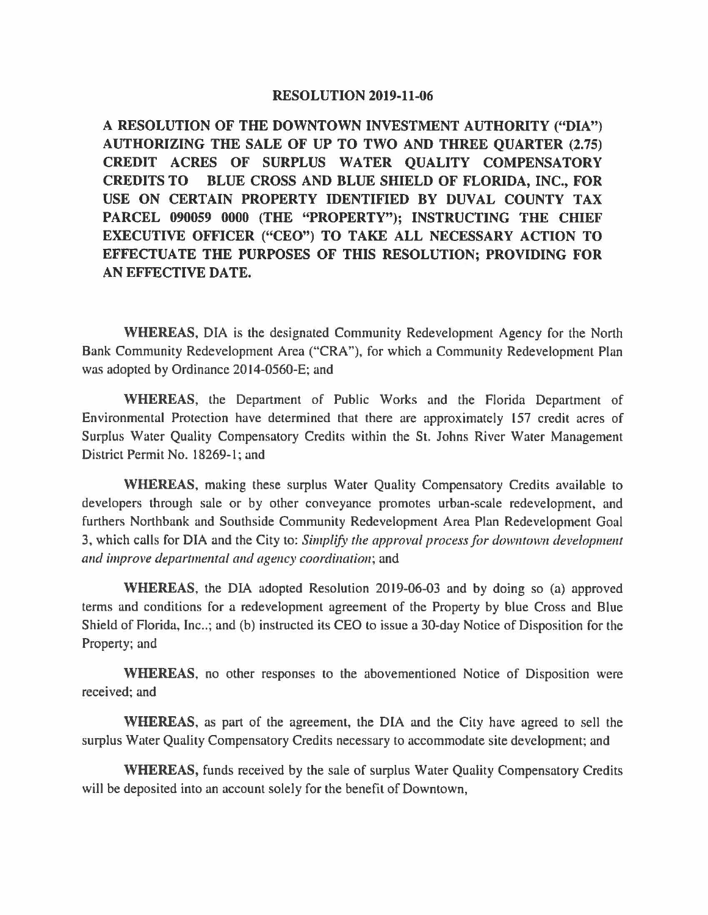# RESOLUTION 2019-11-06

**A RESOLUTION OF THE DOWNTOWN INVESTMENT AUTHORITY ("DIA") AUTHORIZING THE SALE OF UP TO TWO AND THREE QUARTER (2.75) CREDIT ACRES OF SURPLUS WATER QUALITY COMPENSATORY CREDITS TO BLUE CROSS AND BLUE SHIELD OF FLORIDA, INC., FOR USE ON CERTAIN PROPERTY IDENTIFIED BY DUVAL COUNTY TAX PARCEL 090059 0000 (THE "PROPERTY"); INSTRUCTING THE CHIEF EXECUTIVE OFFICER ("CEO") TO TAKE ALL NECESSARY ACTION TO EFFECTUATE THE PURPOSES OF THIS RESOLUTION; PROVIDING FOR AN EFFECTIVE DATE.**

**WHEREAS**, DIA is the designated Community Redevelopment Agency for the North Bank Community Redevelopment Area ("CRA"), for which a Community Redevelopment Plan was adopted by Ordinance 2014-0560-E; and

**WHEREAS**, the Department of Public Works and the Florida Department of Environmental Protection have determined that there are approximately 157 credit acres of Surplus Water Quality Compensatory Credits within the St. Johns River Water Management District Permit No. 18269-1; and

**WHEREAS**, making these surplus Water Quality Compensatory Credits available to developers through sale or by other conveyance promotes urban-scale redevelopment, and furthers Northbank and Southside Community Redevelopment Area Plan Redevelopment Goal 3, which calls for DIA and the City to: *Simplify the approval process for downtown development and improve departmental and agency coordination*; and

**WHEREAS**, the DIA adopted Resolution 2019-06-03 and by doing so (a) approved terms and conditions for a redevelopment agreement of the Property by blue Cross and Blue Shield of Florida, Inc..; and (b) instructed its CEO to issue a 30-day Notice of Disposition for the Property; and

**WHEREAS**, no other responses to the abovementioned Notice of Disposition were received; and

**WHEREAS**, as part of the agreement, the DIA and the City have agreed to sell the surplus Water Quality Compensatory Credits necessary to accommodate site development; and

**WHEREAS,** funds received by the sale of surplus Water Quality Compensatory Credits will be deposited into an account solely for the benefit of Downtown,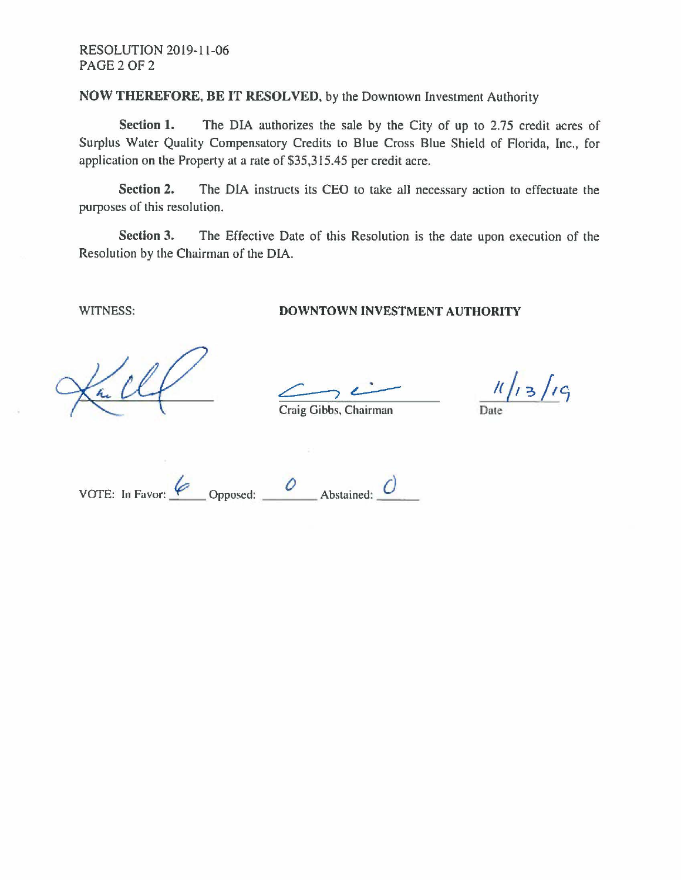**NOW THEREFORE, BE IT RESOLVED**, by the Downtown Investment Authority

**Section 1.** The DIA authorizes the sale by the City of up to 2.75 credit acres of Surplus Water Quality Compensatory Credits to Blue Cross Blue Shield of Florida, Inc., for application on the Property at a rate of $35,315.45 per credit acre.

**Section 2.** The DIA instructs its CEO to take all necessary action to effectuate the purposes of this resolution.

**Section 3.** The Effective Date of this Resolution is the date upon execution of the Resolution by the Chairman of the DIA.

WITNESS: **DOWNTOWN INVESTMENT AUTHORITY**

Craig Gibbs, Chairman

11/13/19
Date

VOTE: In Favor: 6 Opposed: 0 Abstained: 0